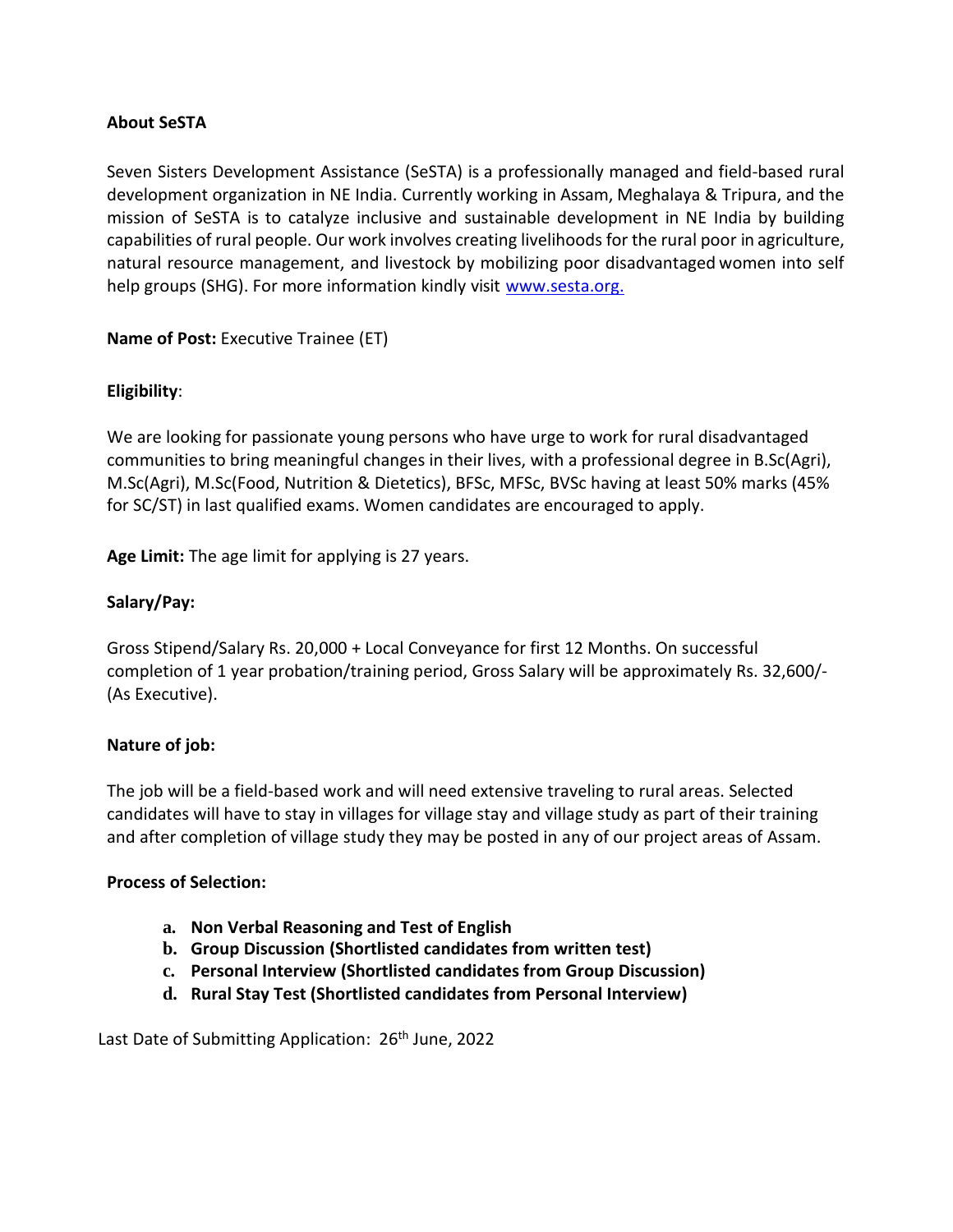**About SeSTA**

Seven Sisters Development Assistance (SeSTA) is a professionally managed and field-based rural development organization in NE India. Currently working in Assam, Meghalaya & Tripura, and the mission of SeSTA is to catalyze inclusive and sustainable development in NE India by building capabilities of rural people. Our work involves creating livelihoods for the rural poor in agriculture, natural resource management, and livestock by mobilizing poor disadvantaged women into self help groups (SHG). For more information kindly visit [www.sesta.org.](http://www.sesta.org)

**Name of Post:** Executive Trainee (ET)

**Eligibility**:

We are looking for passionate young persons who have urge to work for rural disadvantaged communities to bring meaningful changes in their lives, with a professional degree in B.Sc(Agri), M.Sc(Agri), M.Sc(Food, Nutrition & Dietetics), BFSc, MFSc, BVSc having at least 50% marks (45% for SC/ST) in last qualified exams. Women candidates are encouraged to apply.

**Age Limit:** The age limit for applying is 27 years.

**Salary/Pay:**

Gross Stipend/Salary Rs. 20,000 + Local Conveyance for first 12 Months. On successful completion of 1 year probation/training period, Gross Salary will be approximately Rs. 32,600/- (As Executive).

**Nature of job:**

The job will be a field-based work and will need extensive traveling to rural areas. Selected candidates will have to stay in villages for village stay and village study as part of their training and after completion of village study they may be posted in any of our project areas of Assam.

**Process of Selection:**

a. **Non Verbal Reasoning and Test of English**
b. **Group Discussion (Shortlisted candidates from written test)**
c. **Personal Interview (Shortlisted candidates from Group Discussion)**
d. **Rural Stay Test (Shortlisted candidates from Personal Interview)**

Last Date of Submitting Application: 26th June, 2022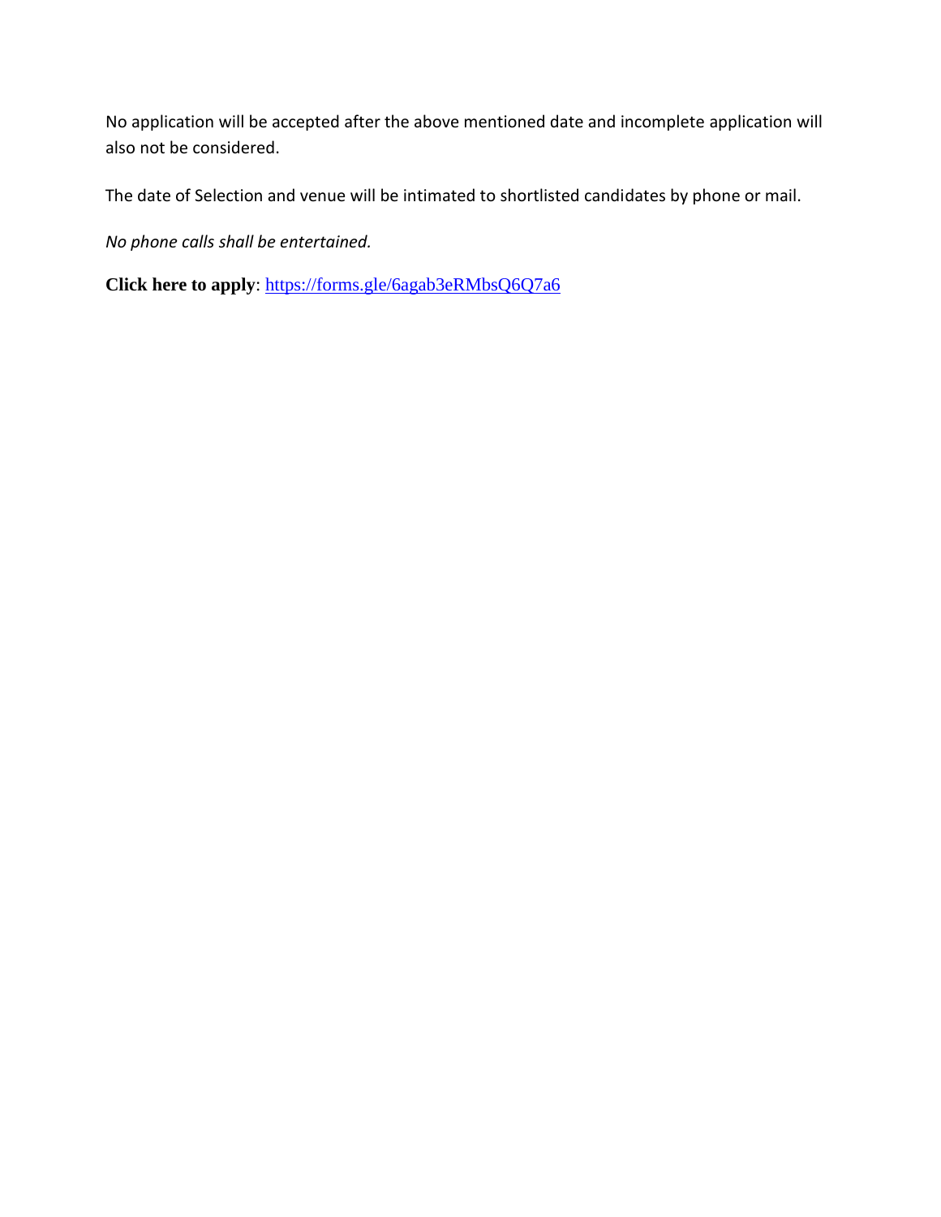No application will be accepted after the above mentioned date and incomplete application will also not be considered.

The date of Selection and venue will be intimated to shortlisted candidates by phone or mail.

*No phone calls shall be entertained.*

**Click here to apply**: https://forms.gle/6agab3eRMbsQ6Q7a6